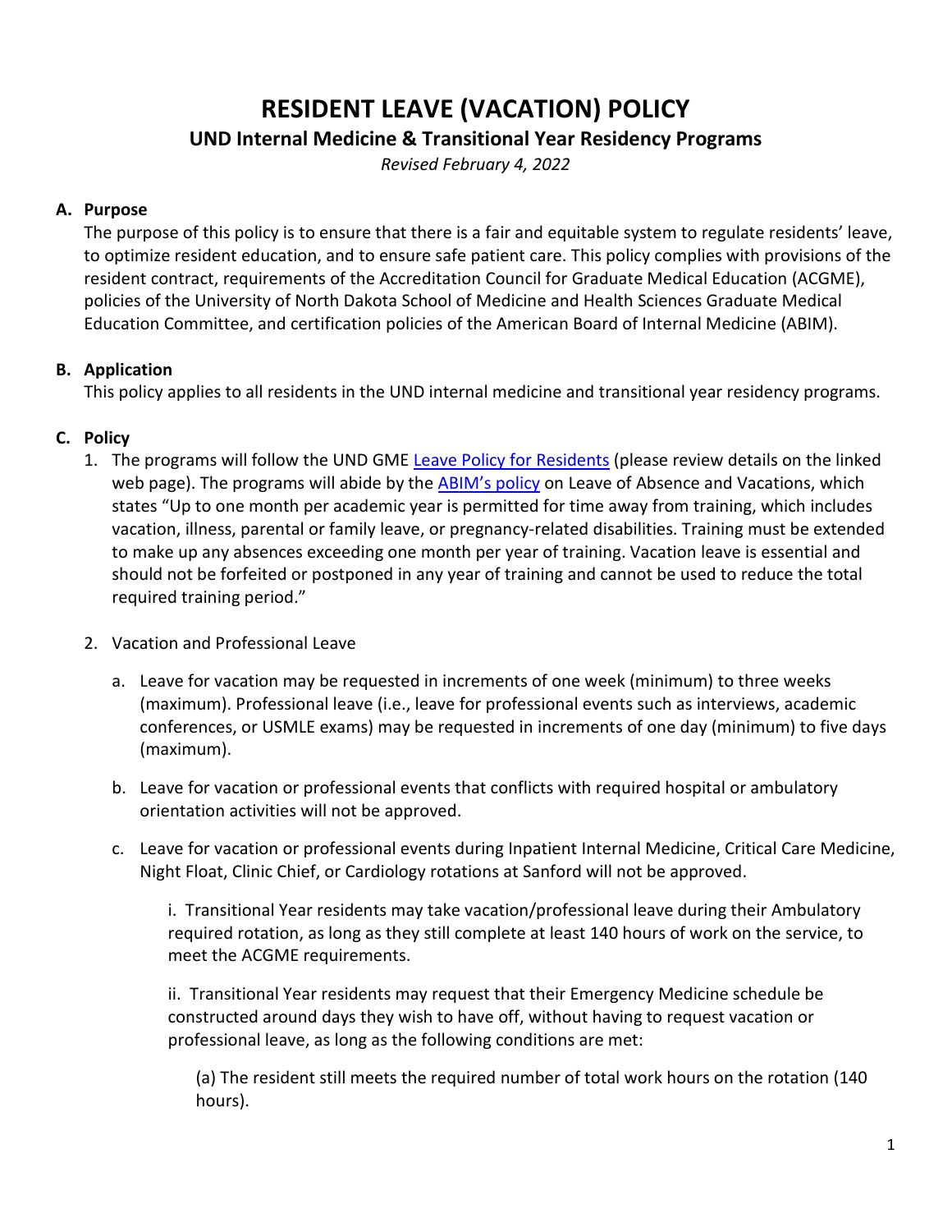# RESIDENT LEAVE (VACATION) POLICY

## UND Internal Medicine & Transitional Year Residency Programs

*Revised February 4, 2022*

### A. Purpose

The purpose of this policy is to ensure that there is a fair and equitable system to regulate residents' leave, to optimize resident education, and to ensure safe patient care. This policy complies with provisions of the resident contract, requirements of the Accreditation Council for Graduate Medical Education (ACGME), policies of the University of North Dakota School of Medicine and Health Sciences Graduate Medical Education Committee, and certification policies of the American Board of Internal Medicine (ABIM).

### B. Application

This policy applies to all residents in the UND internal medicine and transitional year residency programs.

### C. Policy

1. The programs will follow the UND GME Leave Policy for Residents (please review details on the linked web page). The programs will abide by the ABIM's policy on Leave of Absence and Vacations, which states "Up to one month per academic year is permitted for time away from training, which includes vacation, illness, parental or family leave, or pregnancy-related disabilities. Training must be extended to make up any absences exceeding one month per year of training. Vacation leave is essential and should not be forfeited or postponed in any year of training and cannot be used to reduce the total required training period."

2. Vacation and Professional Leave

   a. Leave for vacation may be requested in increments of one week (minimum) to three weeks (maximum). Professional leave (i.e., leave for professional events such as interviews, academic conferences, or USMLE exams) may be requested in increments of one day (minimum) to five days (maximum).

   b. Leave for vacation or professional events that conflicts with required hospital or ambulatory orientation activities will not be approved.

   c. Leave for vacation or professional events during Inpatient Internal Medicine, Critical Care Medicine, Night Float, Clinic Chief, or Cardiology rotations at Sanford will not be approved.

      i. Transitional Year residents may take vacation/professional leave during their Ambulatory required rotation, as long as they still complete at least 140 hours of work on the service, to meet the ACGME requirements.

      ii. Transitional Year residents may request that their Emergency Medicine schedule be constructed around days they wish to have off, without having to request vacation or professional leave, as long as the following conditions are met:

         (a) The resident still meets the required number of total work hours on the rotation (140 hours).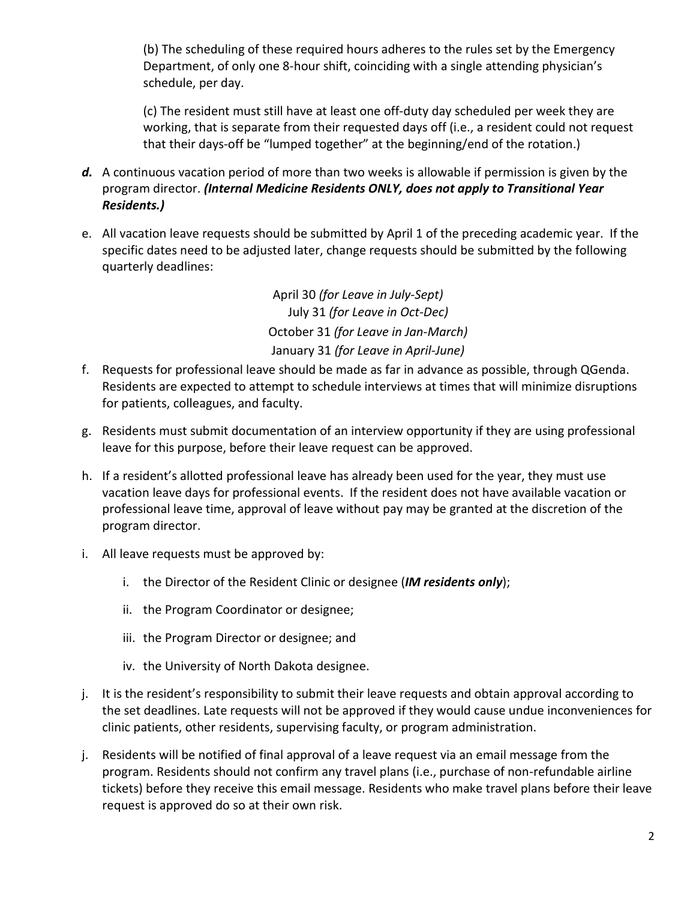(b) The scheduling of these required hours adheres to the rules set by the Emergency Department, of only one 8-hour shift, coinciding with a single attending physician's schedule, per day.

(c) The resident must still have at least one off-duty day scheduled per week they are working, that is separate from their requested days off (i.e., a resident could not request that their days-off be "lumped together" at the beginning/end of the rotation.)

***d.*** A continuous vacation period of more than two weeks is allowable if permission is given by the program director. ***(Internal Medicine Residents ONLY, does not apply to Transitional Year Residents.)***

e. All vacation leave requests should be submitted by April 1 of the preceding academic year. If the specific dates need to be adjusted later, change requests should be submitted by the following quarterly deadlines:

April 30 *(for Leave in July-Sept)*
July 31 *(for Leave in Oct-Dec)*
October 31 *(for Leave in Jan-March)*
January 31 *(for Leave in April-June)*

f. Requests for professional leave should be made as far in advance as possible, through QGenda. Residents are expected to attempt to schedule interviews at times that will minimize disruptions for patients, colleagues, and faculty.

g. Residents must submit documentation of an interview opportunity if they are using professional leave for this purpose, before their leave request can be approved.

h. If a resident's allotted professional leave has already been used for the year, they must use vacation leave days for professional events. If the resident does not have available vacation or professional leave time, approval of leave without pay may be granted at the discretion of the program director.

i. All leave requests must be approved by:

   i. the Director of the Resident Clinic or designee (***IM residents only***);

   ii. the Program Coordinator or designee;

   iii. the Program Director or designee; and

   iv. the University of North Dakota designee.

j. It is the resident's responsibility to submit their leave requests and obtain approval according to the set deadlines. Late requests will not be approved if they would cause undue inconveniences for clinic patients, other residents, supervising faculty, or program administration.

j. Residents will be notified of final approval of a leave request via an email message from the program. Residents should not confirm any travel plans (i.e., purchase of non-refundable airline tickets) before they receive this email message. Residents who make travel plans before their leave request is approved do so at their own risk.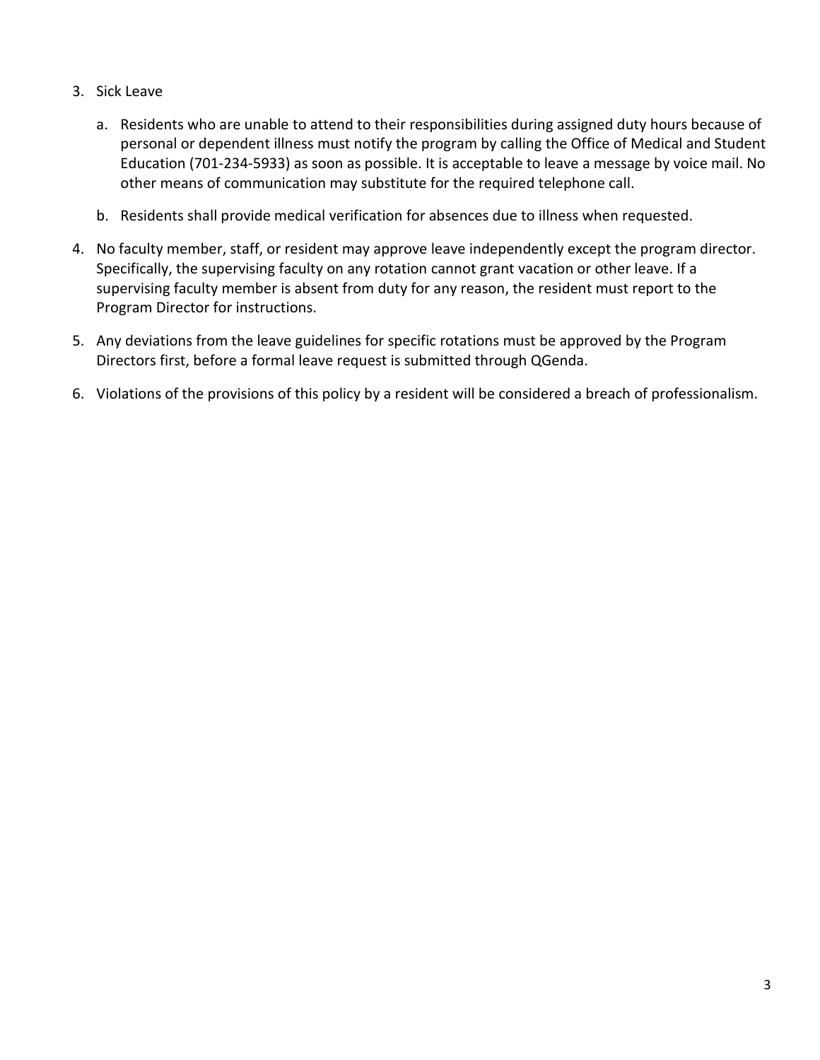3. Sick Leave

   a. Residents who are unable to attend to their responsibilities during assigned duty hours because of personal or dependent illness must notify the program by calling the Office of Medical and Student Education (701-234-5933) as soon as possible. It is acceptable to leave a message by voice mail. No other means of communication may substitute for the required telephone call.

   b. Residents shall provide medical verification for absences due to illness when requested.

4. No faculty member, staff, or resident may approve leave independently except the program director. Specifically, the supervising faculty on any rotation cannot grant vacation or other leave. If a supervising faculty member is absent from duty for any reason, the resident must report to the Program Director for instructions.

5. Any deviations from the leave guidelines for specific rotations must be approved by the Program Directors first, before a formal leave request is submitted through QGenda.

6. Violations of the provisions of this policy by a resident will be considered a breach of professionalism.